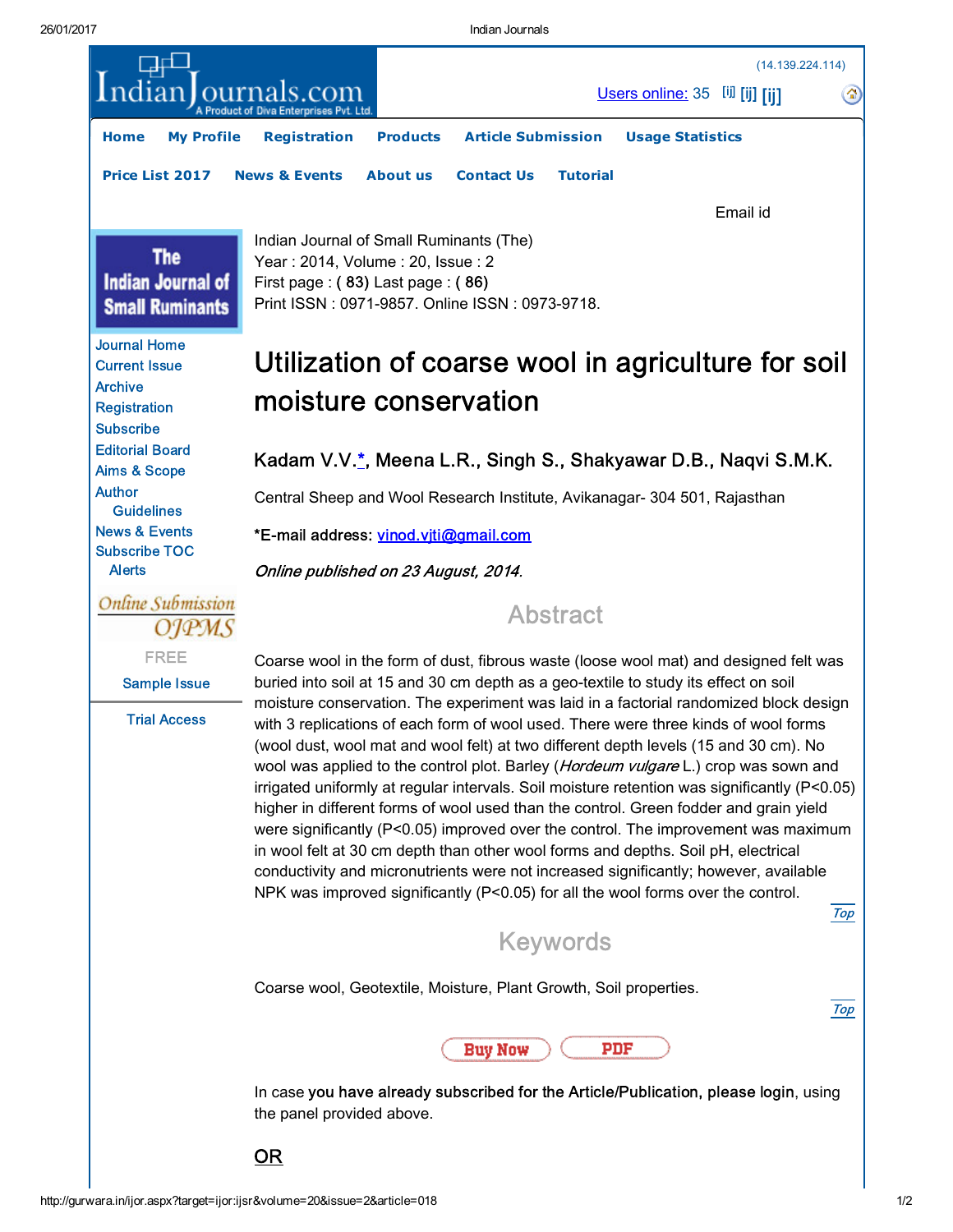Indian Journal of Small Ruminants (The)
Year : 2014, Volume : 20, Issue : 2
First page : ( 83) Last page : ( 86)
Print ISSN : 0971-9857. Online ISSN : 0973-9718.

# Utilization of coarse wool in agriculture for soil moisture conservation

**Kadam V.V.*, Meena L.R., Singh S., Shakyawar D.B., Naqvi S.M.K.**

Central Sheep and Wool Research Institute, Avikanagar- 304 501, Rajasthan

*E-mail address: vinod.vjti@gmail.com

*Online published on 23 August, 2014.*

## Abstract

Coarse wool in the form of dust, fibrous waste (loose wool mat) and designed felt was buried into soil at 15 and 30 cm depth as a geo-textile to study its effect on soil moisture conservation. The experiment was laid in a factorial randomized block design with 3 replications of each form of wool used. There were three kinds of wool forms (wool dust, wool mat and wool felt) at two different depth levels (15 and 30 cm). No wool was applied to the control plot. Barley (*Hordeum vulgare* L.) crop was sown and irrigated uniformly at regular intervals. Soil moisture retention was significantly ($P<0.05$) higher in different forms of wool used than the control. Green fodder and grain yield were significantly ($P<0.05$) improved over the control. The improvement was maximum in wool felt at 30 cm depth than other wool forms and depths. Soil pH, electrical conductivity and micronutrients were not increased significantly; however, available NPK was improved significantly ($P<0.05$) for all the wool forms over the control.

## Keywords

Coarse wool, Geotextile, Moisture, Plant Growth, Soil properties.

In case you have already subscribed for the Article/Publication, please login, using the panel provided above.

OR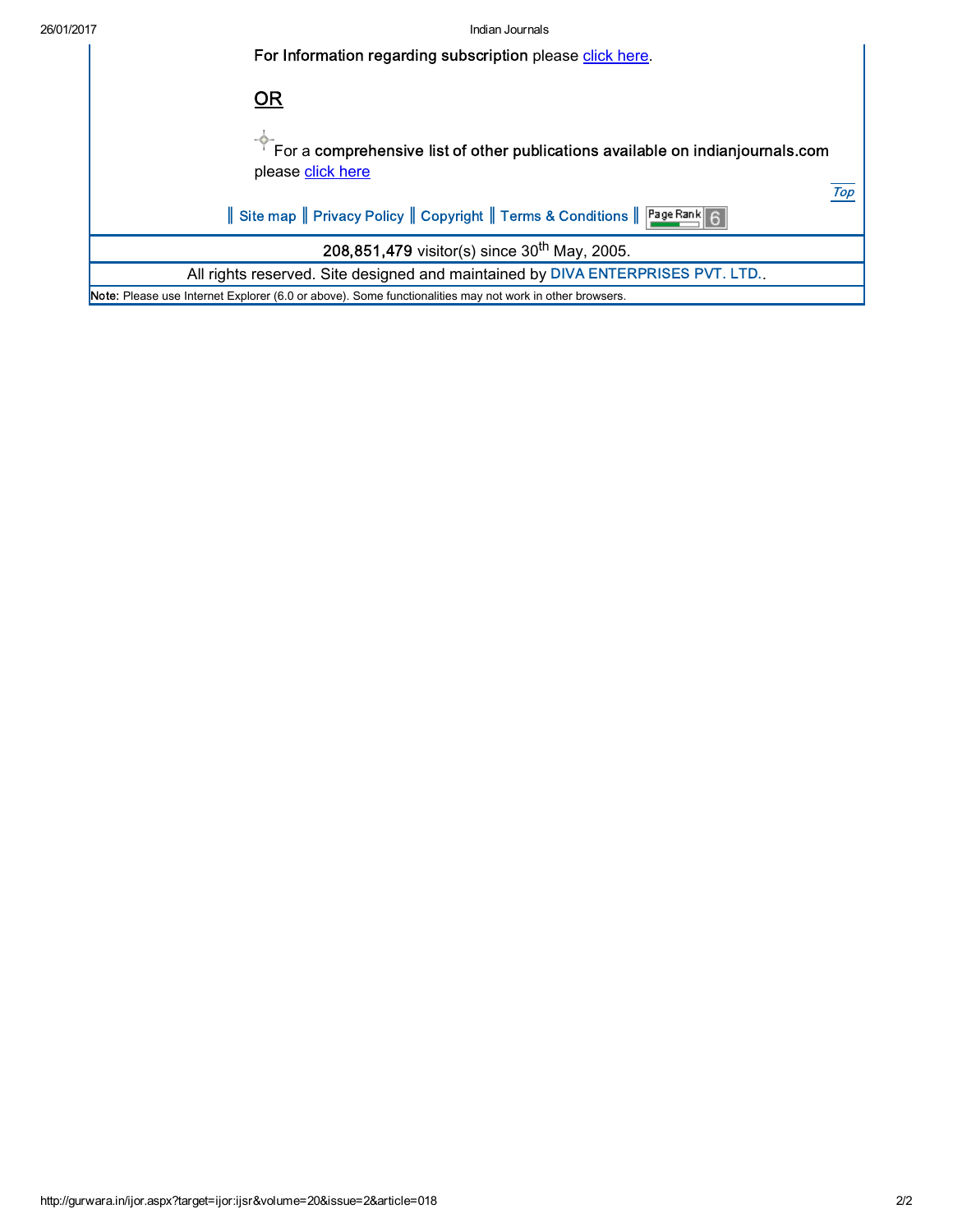For Information regarding subscription please click here.

OR

For a comprehensive list of other publications available on indianjournals.com please click here

Top

‖ Site map ‖ Privacy Policy ‖ Copyright ‖ Terms & Conditions ‖ Page Rank 6

208,851,479 visitor(s) since 30th May, 2005.

All rights reserved. Site designed and maintained by DIVA ENTERPRISES PVT. LTD..

**Note:** Please use Internet Explorer (6.0 or above). Some functionalities may not work in other browsers.